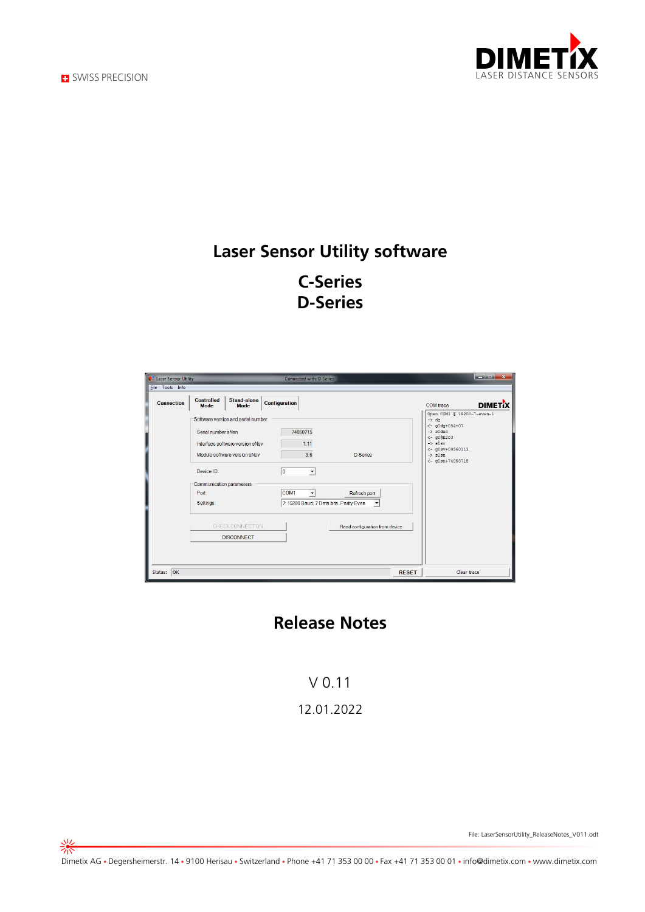SWISS PRECISION

DIMETIX
LASER DISTANCE SENSORS

# Laser Sensor Utility software

## C-Series
## D-Series

# Release Notes

V 0.11

12.01.2022

File: LaserSensorUtility_ReleaseNotes_V011.odt

Dimetix AG • Degersheimerstr. 14 • 9100 Herisau • Switzerland • Phone +41 71 353 00 00 • Fax +41 71 353 00 01 • info@dimetix.com • www.dimetix.com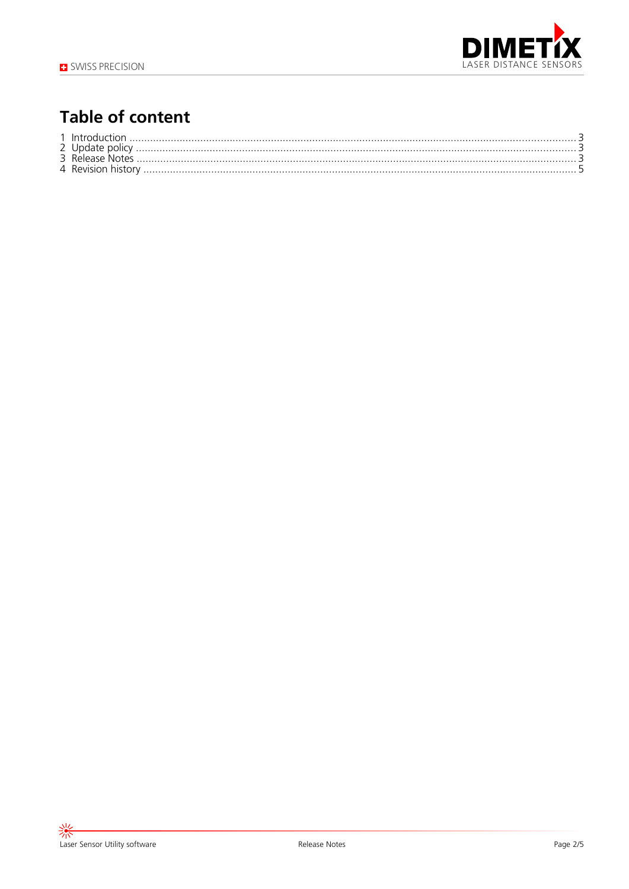# Table of content

1 Introduction ........................................................................................................................................... 3
2 Update policy ......................................................................................................................................... 3
3 Release Notes ......................................................................................................................................... 3
4 Revision history ...................................................................................................................................... 5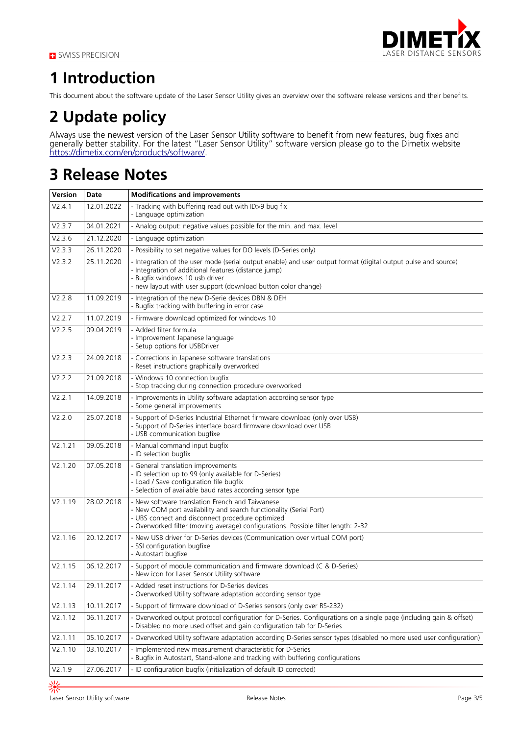# 1 Introduction

This document about the software update of the Laser Sensor Utility gives an overview over the software release versions and their benefits.

# 2 Update policy

Always use the newest version of the Laser Sensor Utility software to benefit from new features, bug fixes and generally better stability. For the latest "Laser Sensor Utility" software version please go to the Dimetix website https://dimetix.com/en/products/software/.

# 3 Release Notes

| Version | Date | Modifications and improvements |
|---|---|---|
| V2.4.1 | 12.01.2022 | - Tracking with buffering read out with ID>9 bug fix<br>- Language optimization |
| V2.3.7 | 04.01.2021 | - Analog output: negative values possible for the min. and max. level |
| V2.3.6 | 21.12.2020 | - Language optimization |
| V2.3.3 | 26.11.2020 | - Possibility to set negative values for DO levels (D-Series only) |
| V2.3.2 | 25.11.2020 | - Integration of the user mode (serial output enable) and user output format (digital output pulse and source)<br>- Integration of additional features (distance jump)<br>- Bugfix windows 10 usb driver<br>- new layout with user support (download button color change) |
| V2.2.8 | 11.09.2019 | - Integration of the new D-Serie devices DBN & DEH<br>- Bugfix tracking with buffering in error case |
| V2.2.7 | 11.07.2019 | - Firmware download optimized for windows 10 |
| V2.2.5 | 09.04.2019 | - Added filter formula<br>- Improvement Japanese language<br>- Setup options for USBDriver |
| V2.2.3 | 24.09.2018 | - Corrections in Japanese software translations<br>- Reset instructions graphically overworked |
| V2.2.2 | 21.09.2018 | - Windows 10 connection bugfix<br>- Stop tracking during connection procedure overworked |
| V2.2.1 | 14.09.2018 | - Improvements in Utility software adaptation according sensor type<br>- Some general improvements |
| V2.2.0 | 25.07.2018 | - Support of D-Series Industrial Ethernet firmware download (only over USB)<br>- Support of D-Series interface board firmware download over USB<br>- USB communication bugfixe |
| V2.1.21 | 09.05.2018 | - Manual command input bugfix<br>- ID selection bugfix |
| V2.1.20 | 07.05.2018 | - General translation improvements<br>- ID selection up to 99 (only available for D-Series)<br>- Load / Save configuration file bugfix<br>- Selection of available baud rates according sensor type |
| V2.1.19 | 28.02.2018 | - New software translation French and Taiwanese<br>- New COM port availability and search functionality (Serial Port)<br>- UBS connect and disconnect procedure optimized<br>- Overworked filter (moving average) configurations. Possible filter length: 2-32 |
| V2.1.16 | 20.12.2017 | - New USB driver for D-Series devices (Communication over virtual COM port)<br>- SSI configuration bugfixe<br>- Autostart bugfixe |
| V2.1.15 | 06.12.2017 | - Support of module communication and firmware download (C & D-Series)<br>- New icon for Laser Sensor Utility software |
| V2.1.14 | 29.11.2017 | - Added reset instructions for D-Series devices<br>- Overworked Utility software adaptation according sensor type |
| V2.1.13 | 10.11.2017 | - Support of firmware download of D-Series sensors (only over RS-232) |
| V2.1.12 | 06.11.2017 | - Overworked output protocol configuration for D-Series. Configurations on a single page (including gain & offset)<br>- Disabled no more used offset and gain configuration tab for D-Series |
| V2.1.11 | 05.10.2017 | - Overworked Utility software adaptation according D-Series sensor types (disabled no more used user configuration) |
| V2.1.10 | 03.10.2017 | - Implemented new measurement characteristic for D-Series<br>- Bugfix in Autostart, Stand-alone and tracking with buffering configurations |
| V2.1.9 | 27.06.2017 | - ID configuration bugfix (initialization of default ID corrected) |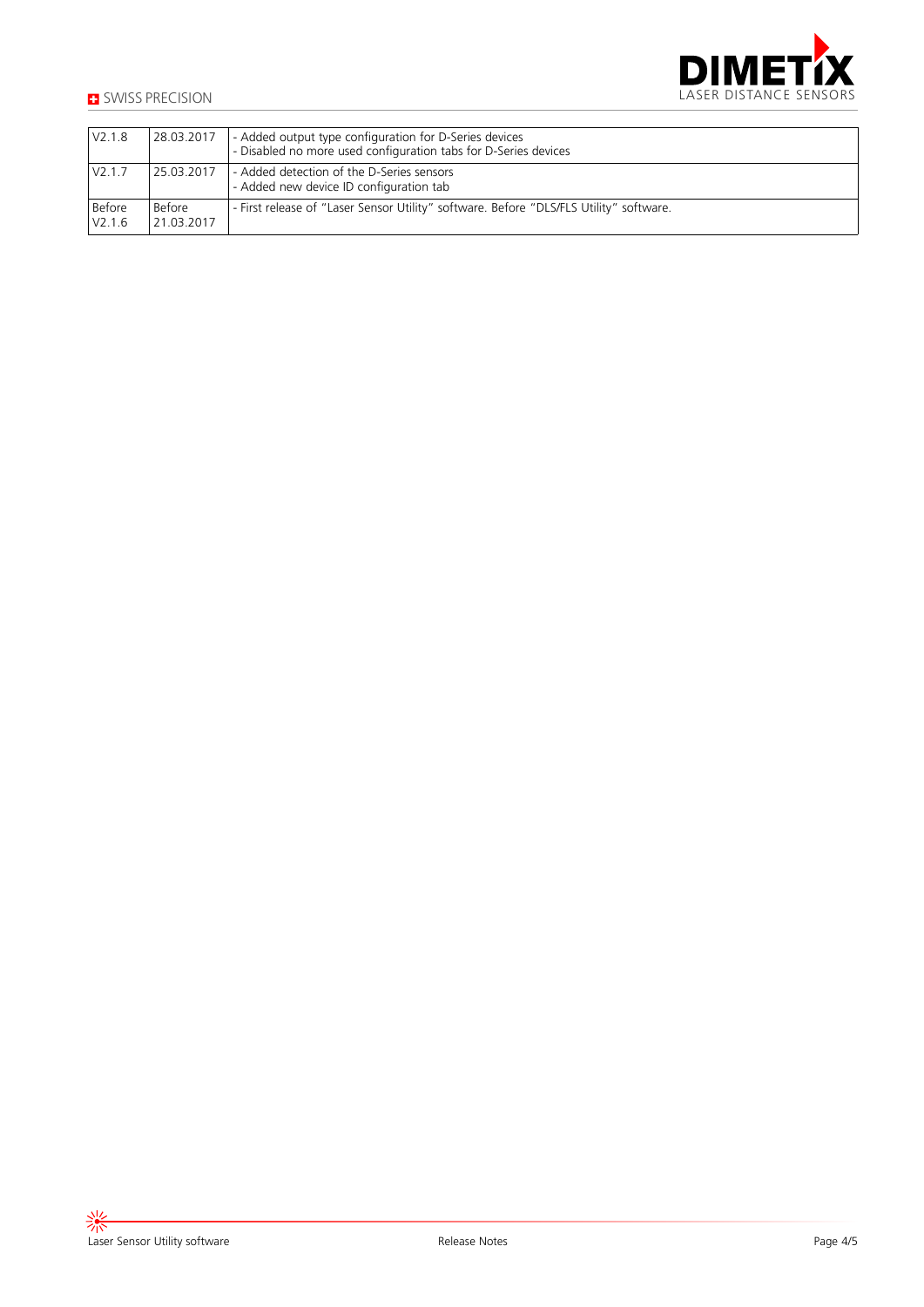| V2.1.8 | 28.03.2017 | - Added output type configuration for D-Series devices<br>- Disabled no more used configuration tabs for D-Series devices |
|---|---|---|
| V2.1.7 | 25.03.2017 | - Added detection of the D-Series sensors<br>- Added new device ID configuration tab |
| Before V2.1.6 | Before 21.03.2017 | - First release of "Laser Sensor Utility" software. Before "DLS/FLS Utility" software. |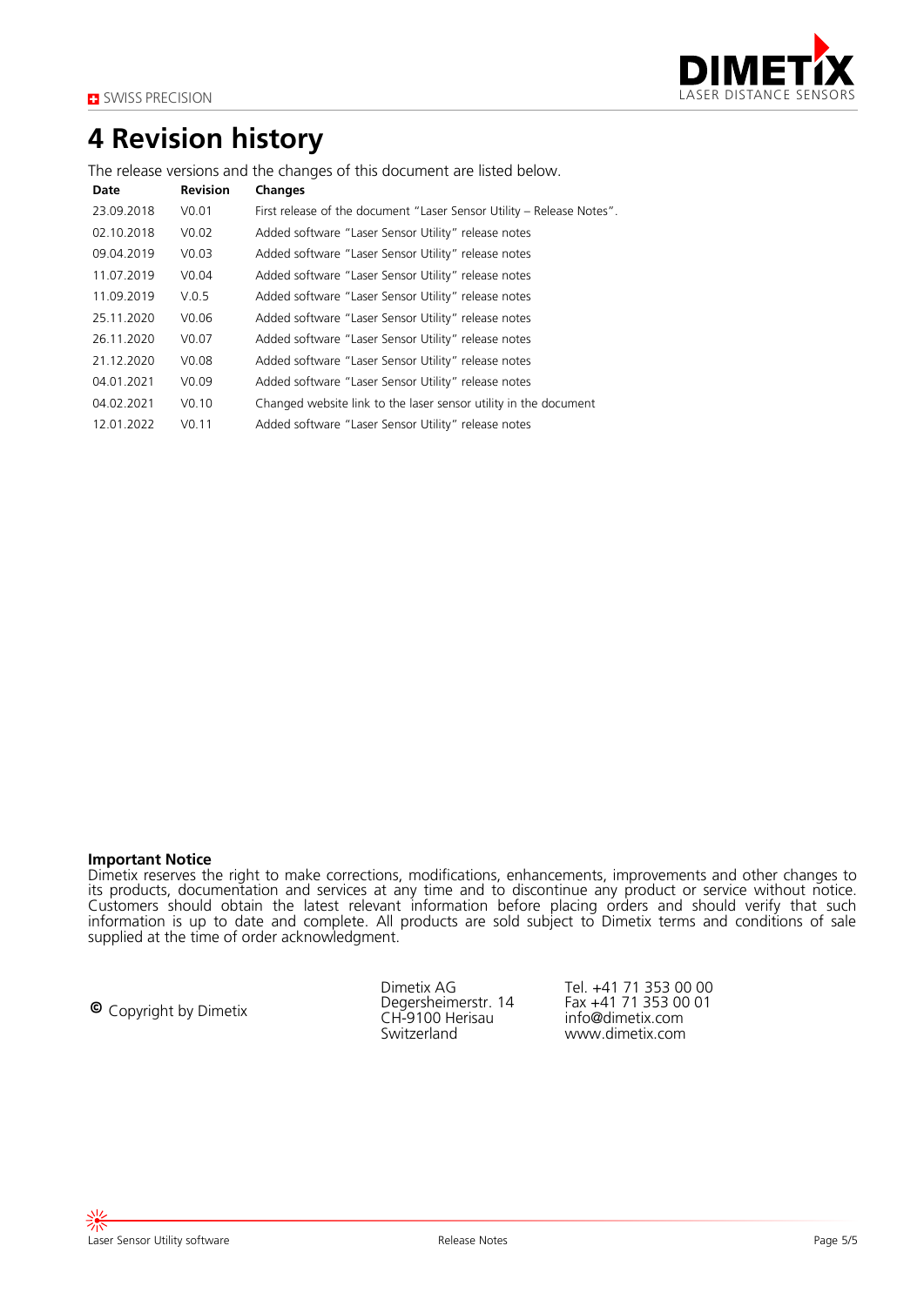# 4 Revision history

The release versions and the changes of this document are listed below.

| Date | Revision | Changes |
|---|---|---|
| 23.09.2018 | V0.01 | First release of the document "Laser Sensor Utility – Release Notes". |
| 02.10.2018 | V0.02 | Added software "Laser Sensor Utility" release notes |
| 09.04.2019 | V0.03 | Added software "Laser Sensor Utility" release notes |
| 11.07.2019 | V0.04 | Added software "Laser Sensor Utility" release notes |
| 11.09.2019 | V.0.5 | Added software "Laser Sensor Utility" release notes |
| 25.11.2020 | V0.06 | Added software "Laser Sensor Utility" release notes |
| 26.11.2020 | V0.07 | Added software "Laser Sensor Utility" release notes |
| 21.12.2020 | V0.08 | Added software "Laser Sensor Utility" release notes |
| 04.01.2021 | V0.09 | Added software "Laser Sensor Utility" release notes |
| 04.02.2021 | V0.10 | Changed website link to the laser sensor utility in the document |
| 12.01.2022 | V0.11 | Added software "Laser Sensor Utility" release notes |

**Important Notice**

Dimetix reserves the right to make corrections, modifications, enhancements, improvements and other changes to its products, documentation and services at any time and to discontinue any product or service without notice. Customers should obtain the latest relevant information before placing orders and should verify that such information is up to date and complete. All products are sold subject to Dimetix terms and conditions of sale supplied at the time of order acknowledgment.

© Copyright by Dimetix

Dimetix AG
Degersheimerstr. 14
CH-9100 Herisau
Switzerland

Tel. +41 71 353 00 00
Fax +41 71 353 00 01
info@dimetix.com
www.dimetix.com